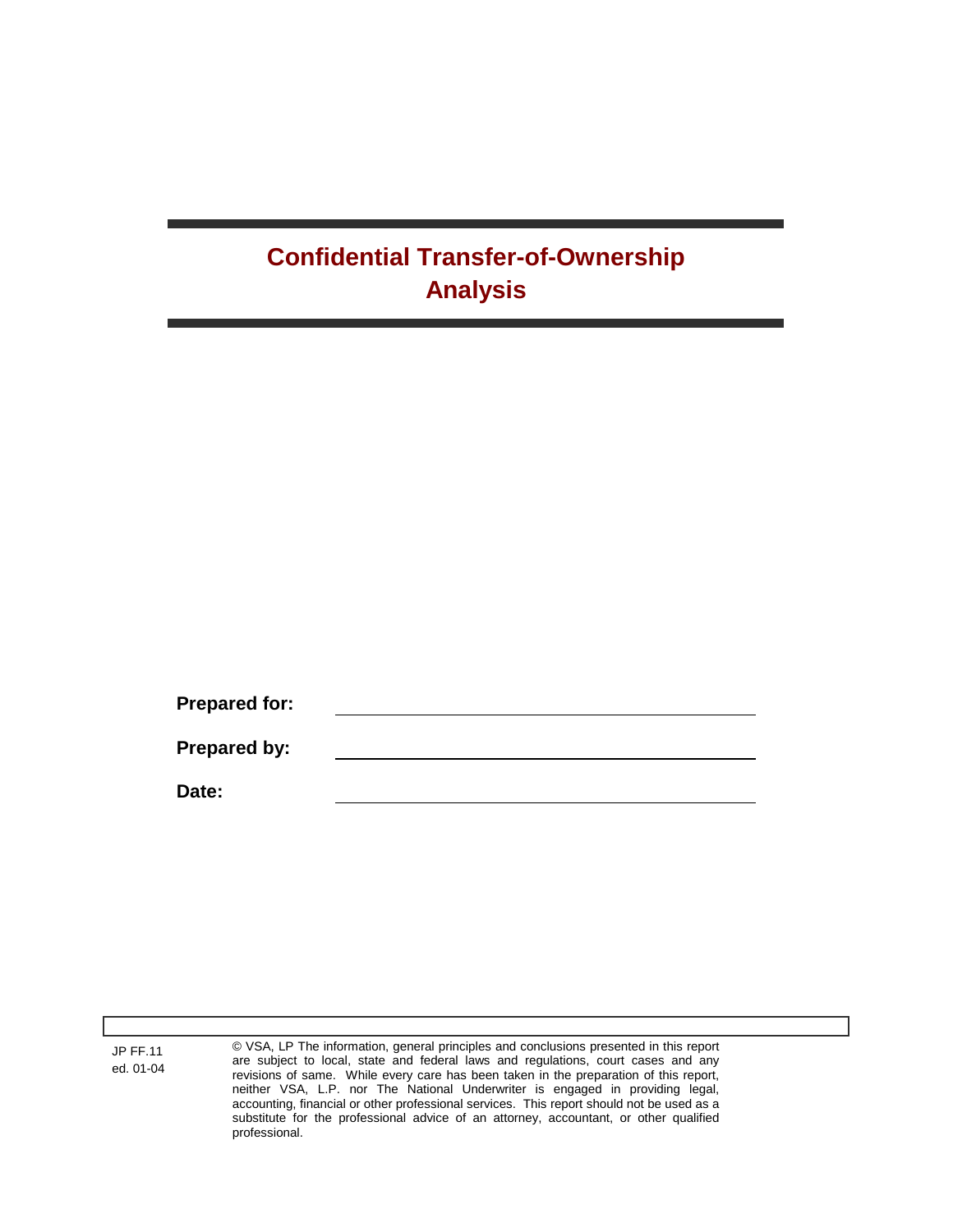# Confidential Transfer-of-Ownership Analysis

**Prepared for:** ______________________________

**Prepared by:** ______________________________

**Date:** ______________________________

JP FF.11
ed. 01-04

© VSA, LP The information, general principles and conclusions presented in this report are subject to local, state and federal laws and regulations, court cases and any revisions of same. While every care has been taken in the preparation of this report, neither VSA, L.P. nor The National Underwriter is engaged in providing legal, accounting, financial or other professional services. This report should not be used as a substitute for the professional advice of an attorney, accountant, or other qualified professional.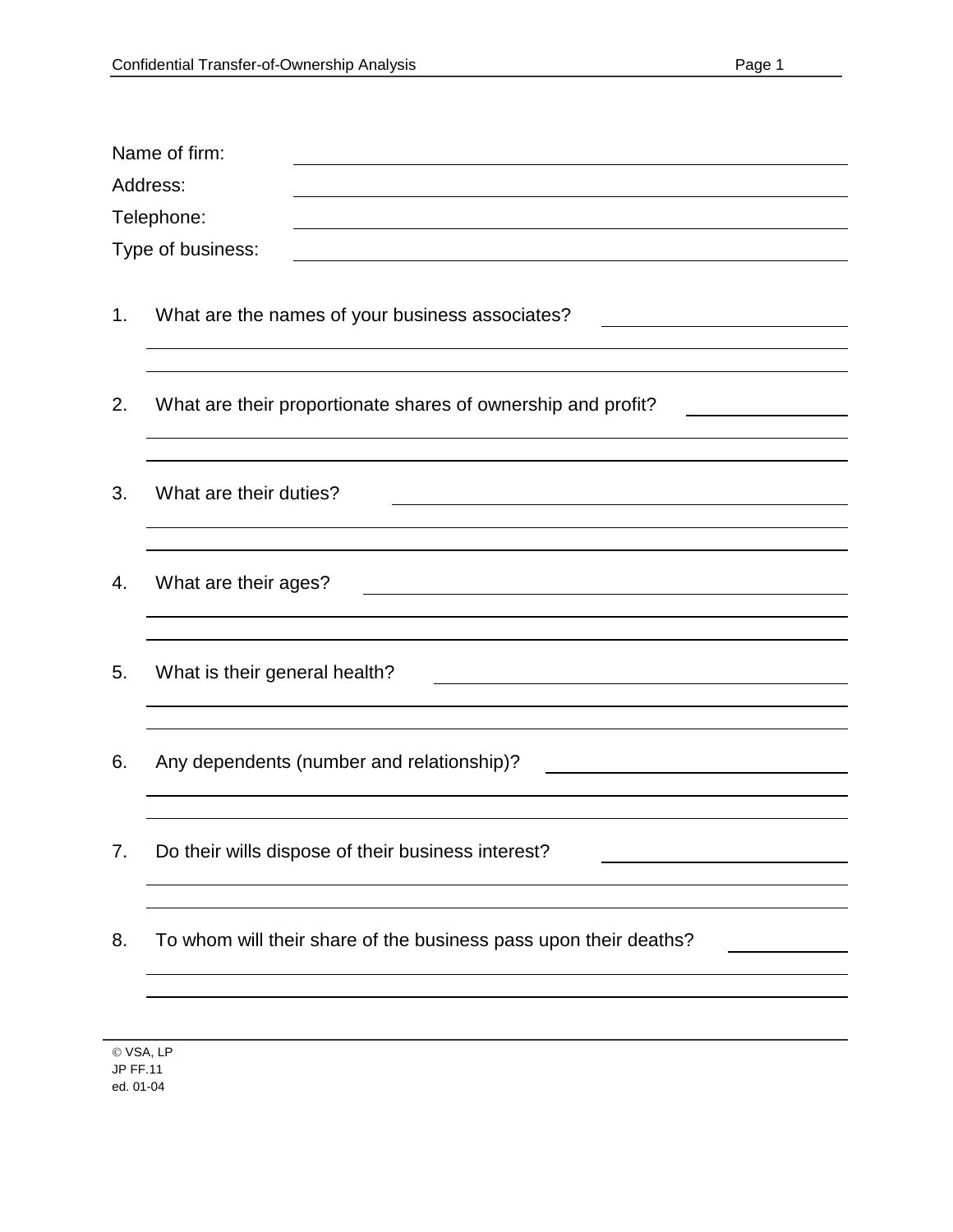Name of firm: \_\_\_\_\_\_\_\_\_\_\_\_\_\_\_\_\_\_\_\_\_\_\_\_\_\_\_\_\_\_\_\_\_\_\_\_\_\_\_\_

Address: \_\_\_\_\_\_\_\_\_\_\_\_\_\_\_\_\_\_\_\_\_\_\_\_\_\_\_\_\_\_\_\_\_\_\_\_\_\_\_\_

Telephone: \_\_\_\_\_\_\_\_\_\_\_\_\_\_\_\_\_\_\_\_\_\_\_\_\_\_\_\_\_\_\_\_\_\_\_\_\_\_\_\_

Type of business: \_\_\_\_\_\_\_\_\_\_\_\_\_\_\_\_\_\_\_\_\_\_\_\_\_\_\_\_\_\_\_\_\_\_\_\_\_\_\_\_

1. What are the names of your business associates? \_\_\_\_\_\_\_\_\_\_\_\_\_\_\_\_\_\_\_\_

2. What are their proportionate shares of ownership and profit? \_\_\_\_\_\_\_\_\_\_\_\_\_\_\_\_\_\_\_\_

3. What are their duties? \_\_\_\_\_\_\_\_\_\_\_\_\_\_\_\_\_\_\_\_

4. What are their ages? \_\_\_\_\_\_\_\_\_\_\_\_\_\_\_\_\_\_\_\_

5. What is their general health? \_\_\_\_\_\_\_\_\_\_\_\_\_\_\_\_\_\_\_\_

6. Any dependents (number and relationship)? \_\_\_\_\_\_\_\_\_\_\_\_\_\_\_\_\_\_\_\_

7. Do their wills dispose of their business interest? \_\_\_\_\_\_\_\_\_\_\_\_\_\_\_\_\_\_\_\_

8. To whom will their share of the business pass upon their deaths? \_\_\_\_\_\_\_\_\_\_\_\_\_\_\_\_\_\_\_\_

© VSA, LP
JP FF.11
ed. 01-04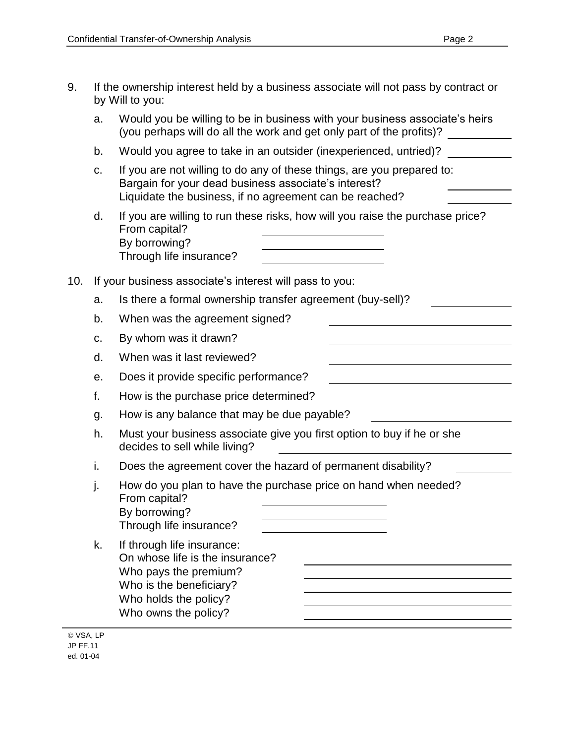9. If the ownership interest held by a business associate will not pass by contract or by Will to you:

   a. Would you be willing to be in business with your business associate's heirs (you perhaps will do all the work and get only part of the profits)? \_\_\_\_\_\_\_\_\_\_

   b. Would you agree to take in an outsider (inexperienced, untried)? \_\_\_\_\_\_\_\_\_\_

   c. If you are not willing to do any of these things, are you prepared to:
      Bargain for your dead business associate's interest? \_\_\_\_\_\_\_\_\_\_
      Liquidate the business, if no agreement can be reached? \_\_\_\_\_\_\_\_\_\_

   d. If you are willing to run these risks, how will you raise the purchase price?
      From capital? \_\_\_\_\_\_\_\_\_\_\_\_\_\_\_\_\_\_\_\_
      By borrowing? \_\_\_\_\_\_\_\_\_\_\_\_\_\_\_\_\_\_\_\_
      Through life insurance? \_\_\_\_\_\_\_\_\_\_\_\_\_\_\_\_\_\_\_\_

10. If your business associate's interest will pass to you:

   a. Is there a formal ownership transfer agreement (buy-sell)? \_\_\_\_\_\_\_\_\_\_\_\_

   b. When was the agreement signed? \_\_\_\_\_\_\_\_\_\_\_\_\_\_\_\_\_\_\_\_\_\_\_\_\_\_\_\_

   c. By whom was it drawn? \_\_\_\_\_\_\_\_\_\_\_\_\_\_\_\_\_\_\_\_\_\_\_\_\_\_\_\_

   d. When was it last reviewed? \_\_\_\_\_\_\_\_\_\_\_\_\_\_\_\_\_\_\_\_\_\_\_\_\_\_\_\_

   e. Does it provide specific performance? \_\_\_\_\_\_\_\_\_\_\_\_\_\_\_\_\_\_\_\_\_\_\_\_\_\_\_\_

   f. How is the purchase price determined?

   g. How is any balance that may be due payable? \_\_\_\_\_\_\_\_\_\_\_\_\_\_\_\_\_\_\_\_\_\_

   h. Must your business associate give you first option to buy if he or she decides to sell while living? \_\_\_\_\_\_\_\_\_\_\_\_\_\_\_\_\_\_\_\_\_\_\_\_\_\_\_\_\_\_\_\_\_\_

   i. Does the agreement cover the hazard of permanent disability? \_\_\_\_\_\_\_\_\_\_

   j. How do you plan to have the purchase price on hand when needed?
      From capital? \_\_\_\_\_\_\_\_\_\_\_\_\_\_\_\_\_\_\_\_
      By borrowing? \_\_\_\_\_\_\_\_\_\_\_\_\_\_\_\_\_\_\_\_
      Through life insurance? \_\_\_\_\_\_\_\_\_\_\_\_\_\_\_\_\_\_\_\_

   k. If through life insurance:
      On whose life is the insurance? \_\_\_\_\_\_\_\_\_\_\_\_\_\_\_\_\_\_\_\_\_\_\_\_\_\_\_\_\_\_\_\_\_\_
      Who pays the premium? \_\_\_\_\_\_\_\_\_\_\_\_\_\_\_\_\_\_\_\_\_\_\_\_\_\_\_\_\_\_\_\_\_\_
      Who is the beneficiary? \_\_\_\_\_\_\_\_\_\_\_\_\_\_\_\_\_\_\_\_\_\_\_\_\_\_\_\_\_\_\_\_\_\_
      Who holds the policy? \_\_\_\_\_\_\_\_\_\_\_\_\_\_\_\_\_\_\_\_\_\_\_\_\_\_\_\_\_\_\_\_\_\_
      Who owns the policy? \_\_\_\_\_\_\_\_\_\_\_\_\_\_\_\_\_\_\_\_\_\_\_\_\_\_\_\_\_\_\_\_\_\_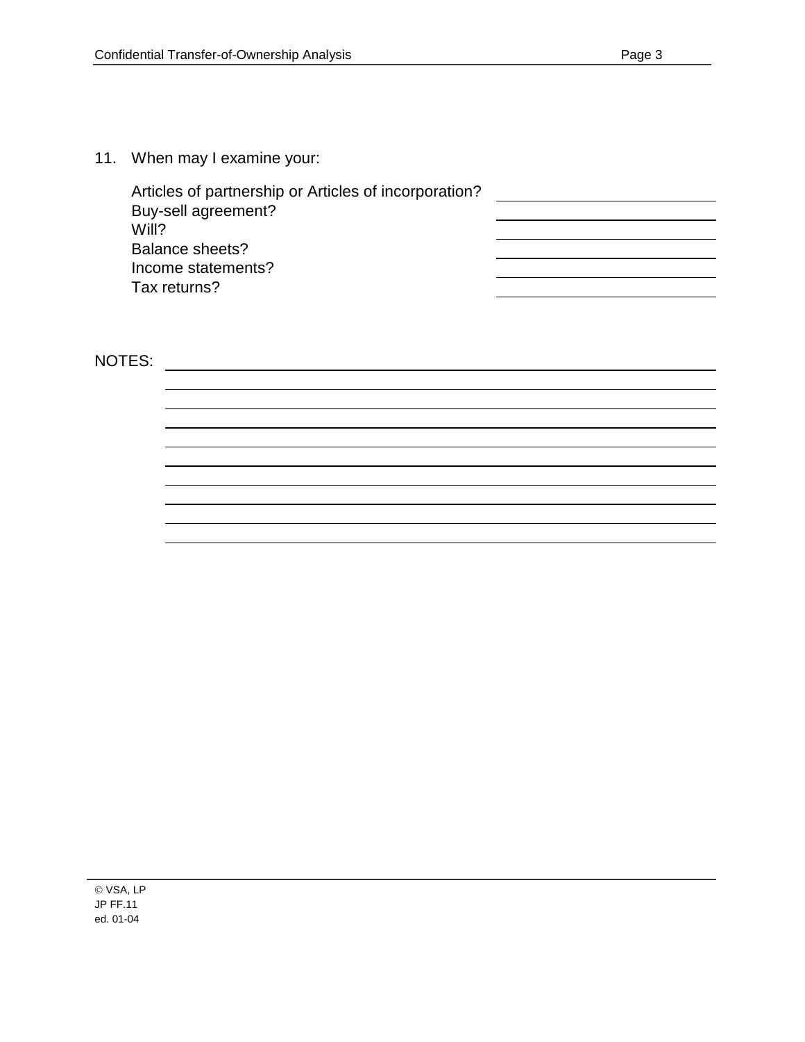11. When may I examine your:

    Articles of partnership or Articles of incorporation? \_\_\_\_\_\_\_\_\_\_\_\_\_\_\_\_\_\_\_\_
    Buy-sell agreement? \_\_\_\_\_\_\_\_\_\_\_\_\_\_\_\_\_\_\_\_
    Will? \_\_\_\_\_\_\_\_\_\_\_\_\_\_\_\_\_\_\_\_
    Balance sheets? \_\_\_\_\_\_\_\_\_\_\_\_\_\_\_\_\_\_\_\_
    Income statements? \_\_\_\_\_\_\_\_\_\_\_\_\_\_\_\_\_\_\_\_
    Tax returns? \_\_\_\_\_\_\_\_\_\_\_\_\_\_\_\_\_\_\_\_

NOTES: \_\_\_\_\_\_\_\_\_\_\_\_\_\_\_\_\_\_\_\_\_\_\_\_\_\_\_\_\_\_\_\_\_\_\_\_\_\_\_\_\_\_\_\_\_\_\_\_\_\_\_\_\_\_\_\_

© VSA, LP
JP FF.11
ed. 01-04